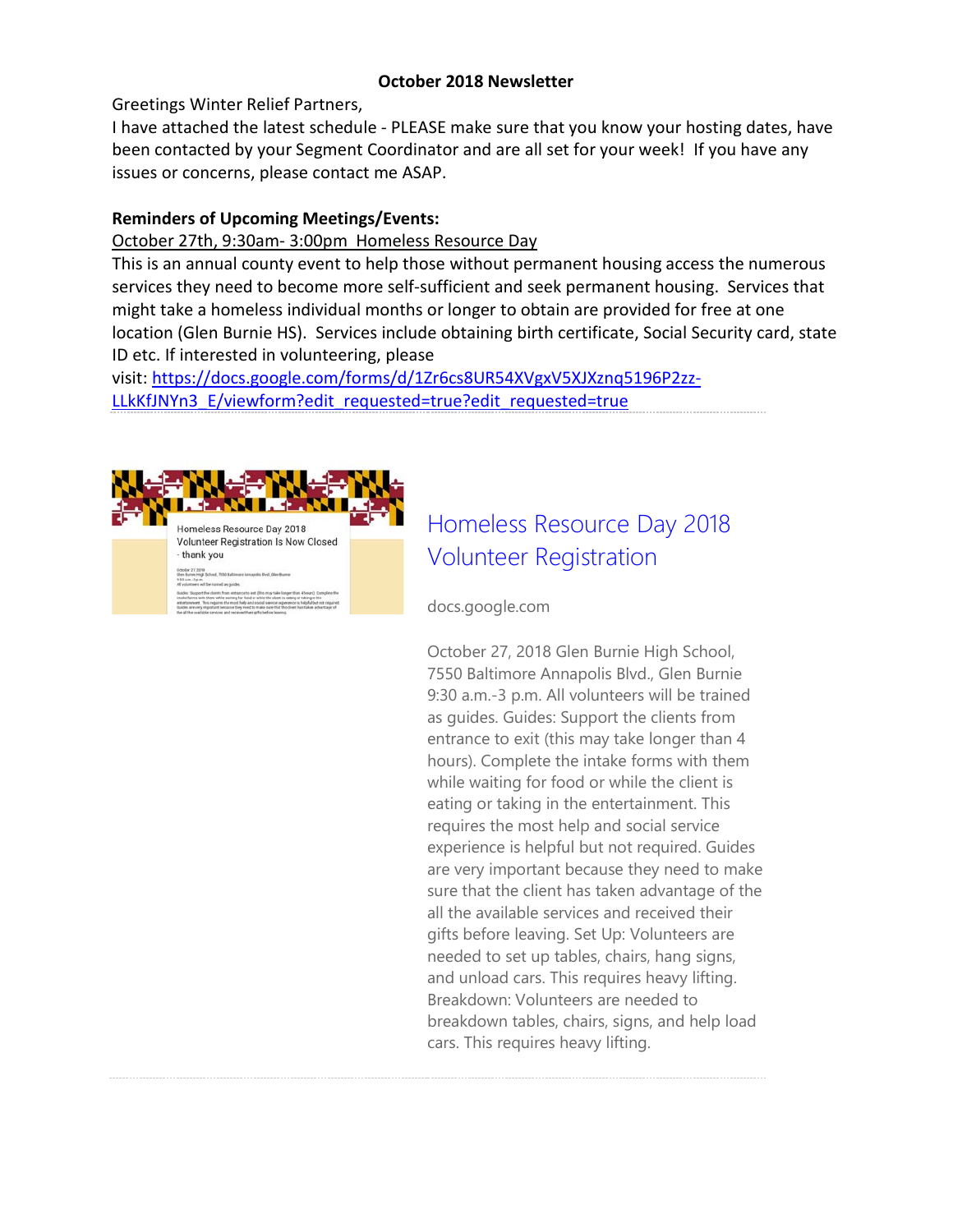**October 2018 Newsletter**

Greetings Winter Relief Partners,

I have attached the latest schedule - PLEASE make sure that you know your hosting dates, have been contacted by your Segment Coordinator and are all set for your week! If you have any issues or concerns, please contact me ASAP.

**Reminders of Upcoming Meetings/Events:**

October 27th, 9:30am- 3:00pm Homeless Resource Day

This is an annual county event to help those without permanent housing access the numerous services they need to become more self-sufficient and seek permanent housing. Services that might take a homeless individual months or longer to obtain are provided for free at one location (Glen Burnie HS). Services include obtaining birth certificate, Social Security card, state ID etc. If interested in volunteering, please visit: [https://docs.google.com/forms/d/1Zr6cs8UR54XVgxV5XJXznq5196P2zz-LLkKfJNYn3_E/viewform?edit_requested=true?edit_requested=true](https://docs.google.com/forms/d/1Zr6cs8UR54XVgxV5XJXznq5196P2zz-LLkKfJNYn3_E/viewform?edit_requested=true?edit_requested=true)

## Homeless Resource Day 2018 Volunteer Registration

docs.google.com

October 27, 2018 Glen Burnie High School, 7550 Baltimore Annapolis Blvd., Glen Burnie 9:30 a.m.-3 p.m. All volunteers will be trained as guides. Guides: Support the clients from entrance to exit (this may take longer than 4 hours). Complete the intake forms with them while waiting for food or while the client is eating or taking in the entertainment. This requires the most help and social service experience is helpful but not required. Guides are very important because they need to make sure that the client has taken advantage of the all the available services and received their gifts before leaving. Set Up: Volunteers are needed to set up tables, chairs, hang signs, and unload cars. This requires heavy lifting. Breakdown: Volunteers are needed to breakdown tables, chairs, signs, and help load cars. This requires heavy lifting.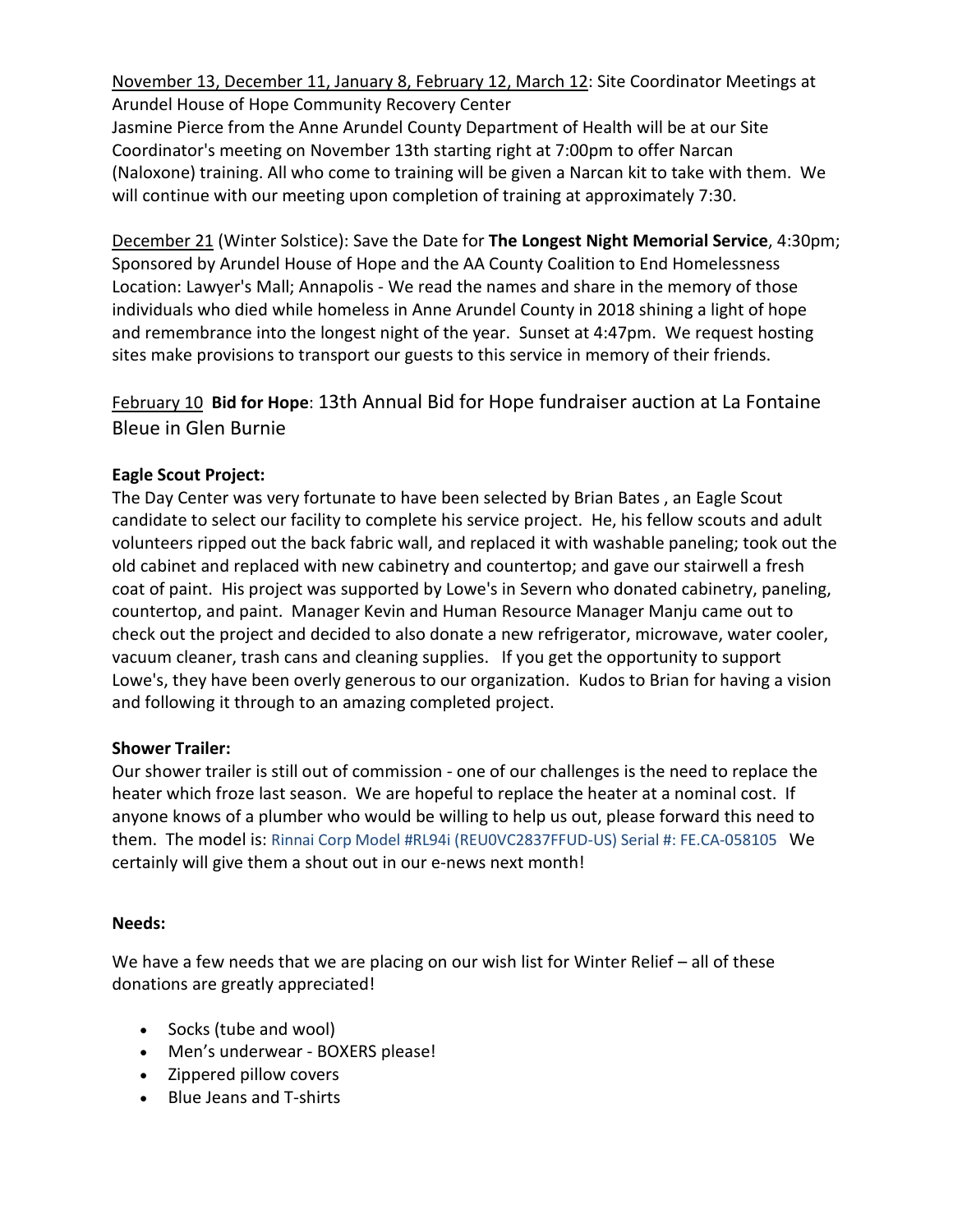<u>November 13, December 11, January 8, February 12, March 12</u>: Site Coordinator Meetings at Arundel House of Hope Community Recovery Center
Jasmine Pierce from the Anne Arundel County Department of Health will be at our Site Coordinator's meeting on November 13th starting right at 7:00pm to offer Narcan (Naloxone) training. All who come to training will be given a Narcan kit to take with them. We will continue with our meeting upon completion of training at approximately 7:30.

<u>December 21</u> (Winter Solstice): Save the Date for **The Longest Night Memorial Service**, 4:30pm; Sponsored by Arundel House of Hope and the AA County Coalition to End Homelessness
Location: Lawyer's Mall; Annapolis - We read the names and share in the memory of those individuals who died while homeless in Anne Arundel County in 2018 shining a light of hope and remembrance into the longest night of the year. Sunset at 4:47pm. We request hosting sites make provisions to transport our guests to this service in memory of their friends.

<u>February 10</u> **Bid for Hope**: 13th Annual Bid for Hope fundraiser auction at La Fontaine Bleue in Glen Burnie

**Eagle Scout Project:**
The Day Center was very fortunate to have been selected by Brian Bates , an Eagle Scout candidate to select our facility to complete his service project. He, his fellow scouts and adult volunteers ripped out the back fabric wall, and replaced it with washable paneling; took out the old cabinet and replaced with new cabinetry and countertop; and gave our stairwell a fresh coat of paint. His project was supported by Lowe's in Severn who donated cabinetry, paneling, countertop, and paint. Manager Kevin and Human Resource Manager Manju came out to check out the project and decided to also donate a new refrigerator, microwave, water cooler, vacuum cleaner, trash cans and cleaning supplies. If you get the opportunity to support Lowe's, they have been overly generous to our organization. Kudos to Brian for having a vision and following it through to an amazing completed project.

**Shower Trailer:**
Our shower trailer is still out of commission - one of our challenges is the need to replace the heater which froze last season. We are hopeful to replace the heater at a nominal cost. If anyone knows of a plumber who would be willing to help us out, please forward this need to them. The model is: Rinnai Corp Model #RL94i (REU0VC2837FFUD-US) Serial #: FE.CA-058105 We certainly will give them a shout out in our e-news next month!

**Needs:**

We have a few needs that we are placing on our wish list for Winter Relief – all of these donations are greatly appreciated!

- Socks (tube and wool)
- Men's underwear - BOXERS please!
- Zippered pillow covers
- Blue Jeans and T-shirts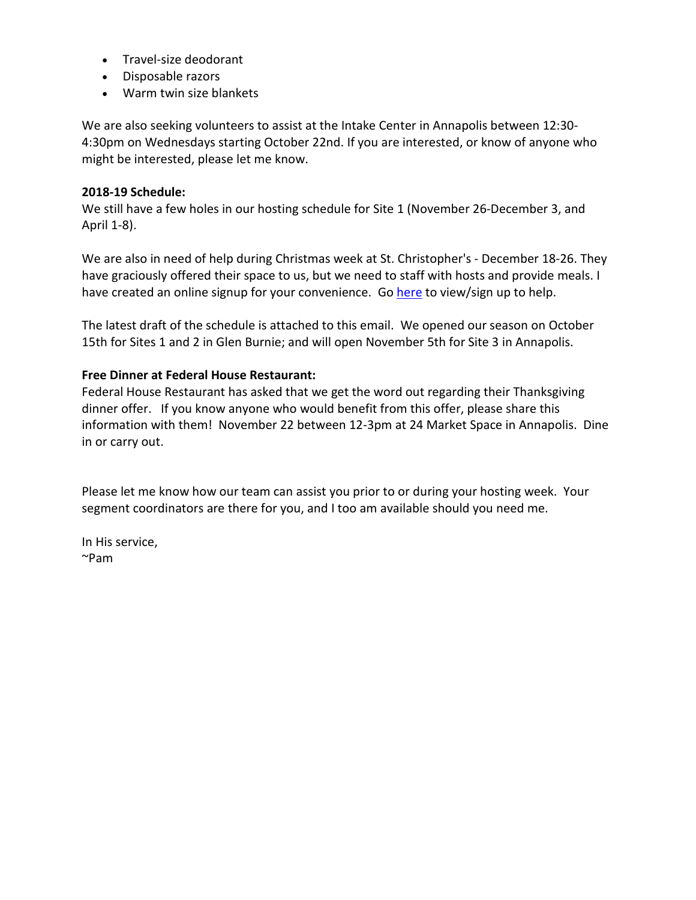- Travel-size deodorant
- Disposable razors
- Warm twin size blankets

We are also seeking volunteers to assist at the Intake Center in Annapolis between 12:30-4:30pm on Wednesdays starting October 22nd. If you are interested, or know of anyone who might be interested, please let me know.

**2018-19 Schedule:**
We still have a few holes in our hosting schedule for Site 1 (November 26-December 3, and April 1-8).

We are also in need of help during Christmas week at St. Christopher's - December 18-26. They have graciously offered their space to us, but we need to staff with hosts and provide meals. I have created an online signup for your convenience. Go here to view/sign up to help.

The latest draft of the schedule is attached to this email. We opened our season on October 15th for Sites 1 and 2 in Glen Burnie; and will open November 5th for Site 3 in Annapolis.

**Free Dinner at Federal House Restaurant:**
Federal House Restaurant has asked that we get the word out regarding their Thanksgiving dinner offer. If you know anyone who would benefit from this offer, please share this information with them! November 22 between 12-3pm at 24 Market Space in Annapolis. Dine in or carry out.

Please let me know how our team can assist you prior to or during your hosting week. Your segment coordinators are there for you, and I too am available should you need me.

In His service,
~Pam